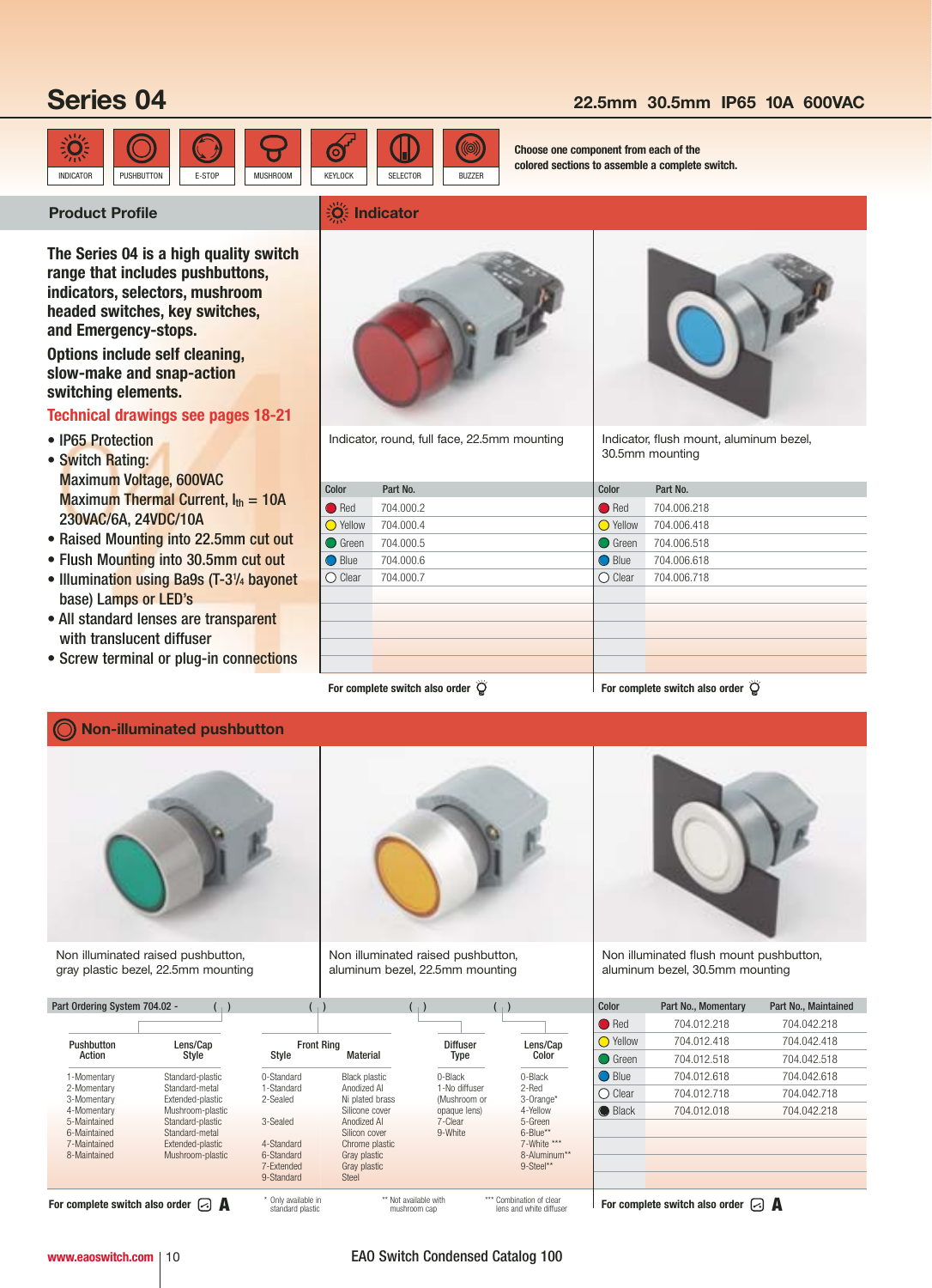# Series 04

**22.5mm 30.5mm IP65 10A 600VAC**

INDICATOR | PUSHBUTTON | E-STOP | MUSHROOM | KEYLOCK | SELECTOR | BUZZER

**Choose one component from each of the colored sections to assemble a complete switch.**

## Product Profile

**The Series 04 is a high quality switch range that includes pushbuttons, indicators, selectors, mushroom headed switches, key switches, and Emergency-stops.**

**Options include self cleaning, slow-make and snap-action switching elements.**

**Technical drawings see pages 18-21**

- IP65 Protection
- Switch Rating:
  Maximum Voltage, 600VAC
  Maximum Thermal Current, $I_{th}$ = 10A
  230VAC/6A, 24VDC/10A
- Raised Mounting into 22.5mm cut out
- Flush Mounting into 30.5mm cut out
- Illumination using Ba9s (T-3¼ bayonet base) Lamps or LED's
- All standard lenses are transparent with translucent diffuser
- Screw terminal or plug-in connections

## Indicator

Indicator, round, full face, 22.5mm mounting

| Color | Part No. |
|---|---|
| Red | 704.000.2 |
| Yellow | 704.000.4 |
| Green | 704.000.5 |
| Blue | 704.000.6 |
| Clear | 704.000.7 |

**For complete switch also order**

Indicator, flush mount, aluminum bezel, 30.5mm mounting

| Color | Part No. |
|---|---|
| Red | 704.006.218 |
| Yellow | 704.006.418 |
| Green | 704.006.518 |
| Blue | 704.006.618 |
| Clear | 704.006.718 |

**For complete switch also order**

## Non-illuminated pushbutton

Non illuminated raised pushbutton, gray plastic bezel, 22.5mm mounting

Non illuminated raised pushbutton, aluminum bezel, 22.5mm mounting

Part Ordering System 704.02 - ( ) ( ) ( ) ( )

| Pushbutton Action | Lens/Cap Style | Front Ring Style | Front Ring Material | Diffuser Type | Lens/Cap Color |
|---|---|---|---|---|---|
| 1-Momentary | Standard-plastic | 0-Standard | Black plastic | 0-Black | 0-Black |
| 2-Momentary | Standard-metal | 1-Standard | Anodized Al | 1-No diffuser (Mushroom or opaque lens) | 2-Red |
| 3-Momentary | Extended-plastic | 2-Sealed | Ni plated brass | | 3-Orange* |
| 4-Momentary | Mushroom-plastic | | Silicone cover | | 4-Yellow |
| 5-Maintained | Standard-plastic | 3-Sealed | Anodized Al | 7-Clear | 5-Green |
| 6-Maintained | Standard-metal | | Silicon cover | 9-White | 6-Blue** |
| 7-Maintained | Extended-plastic | 4-Standard | Chrome plastic | | 7-White *** |
| 8-Maintained | Mushroom-plastic | 6-Standard | Gray plastic | | 8-Aluminum** |
| | | 7-Extended | Gray plastic | | 9-Steel** |
| | | 9-Standard | Steel | | |

**For complete switch also order** A

\* Only available in standard plastic

\*\* Not available with mushroom cap

\*\*\* Combination of clear lens and white diffuser

Non illuminated flush mount pushbutton, aluminum bezel, 30.5mm mounting

| Color | Part No., Momentary | Part No., Maintained |
|---|---|---|
| Red | 704.012.218 | 704.042.218 |
| Yellow | 704.012.418 | 704.042.418 |
| Green | 704.012.518 | 704.042.518 |
| Blue | 704.012.618 | 704.042.618 |
| Clear | 704.012.718 | 704.042.718 |
| Black | 704.012.018 | 704.042.218 |

**For complete switch also order** A

www.eaoswitch.com

EAO Switch Condensed Catalog 100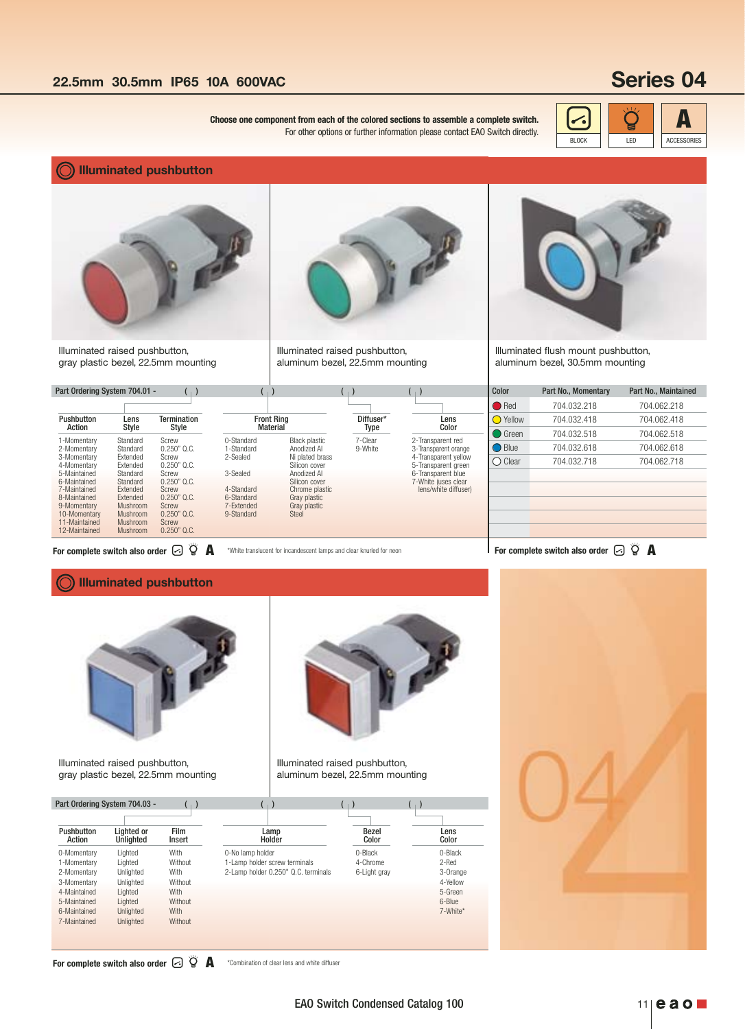## 22.5mm 30.5mm IP65 10A 600VAC

# Series 04

**Choose one component from each of the colored sections to assemble a complete switch.**
For other options or further information please contact EAO Switch directly.

BLOCK | LED | ACCESSORIES

## Illuminated pushbutton

Illuminated raised pushbutton, gray plastic bezel, 22.5mm mounting

Illuminated raised pushbutton, aluminum bezel, 22.5mm mounting

Illuminated flush mount pushbutton, aluminum bezel, 30.5mm mounting

**Part Ordering System 704.01 - ( ) ( ) ( ) ( )**

| Pushbutton Action | Lens Style | Termination Style | Front Ring | Material | Diffuser* Type | Lens Color |
|---|---|---|---|---|---|---|
| 1-Momentary | Standard | Screw | 0-Standard | Black plastic | 7-Clear | 2-Transparent red |
| 2-Momentary | Standard | 0.250" Q.C. | 1-Standard | Anodized Al | 9-White | 3-Transparent orange |
| 3-Momentary | Extended | Screw | 2-Sealed | Ni plated brass | | 4-Transparent yellow |
| 4-Momentary | Extended | 0.250" Q.C. | | Silicon cover | | 5-Transparent green |
| 5-Maintained | Standard | Screw | 3-Sealed | Anodized Al | | 6-Transparent blue |
| 6-Maintained | Standard | 0.250" Q.C. | | Silicon cover | | 7-White (uses clear lens/white diffuser) |
| 7-Maintained | Extended | Screw | 4-Standard | Chrome plastic | | |
| 8-Maintained | Extended | 0.250" Q.C. | 6-Standard | Gray plastic | | |
| 9-Momentary | Mushroom | Screw | 7-Extended | Gray plastic | | |
| 10-Momentary | Mushroom | 0.250" Q.C. | 9-Standard | Steel | | |
| 11-Maintained | Mushroom | Screw | | | | |
| 12-Maintained | Mushroom | 0.250" Q.C. | | | | |

**For complete switch also order** BLOCK LED ACCESSORIES

*White translucent for incandescent lamps and clear knurled for neon

| Color | Part No., Momentary | Part No., Maintained |
|---|---|---|
| Red | 704.032.218 | 704.062.218 |
| Yellow | 704.032.418 | 704.062.418 |
| Green | 704.032.518 | 704.062.518 |
| Blue | 704.032.618 | 704.062.618 |
| Clear | 704.032.718 | 704.062.718 |

**For complete switch also order** BLOCK LED ACCESSORIES

## Illuminated pushbutton

Illuminated raised pushbutton, gray plastic bezel, 22.5mm mounting

Illuminated raised pushbutton, aluminum bezel, 22.5mm mounting

**Part Ordering System 704.03 - ( ) ( ) ( ) ( )**

| Pushbutton Action | Lighted or Unlighted | Film Insert | Lamp Holder | Bezel Color | Lens Color |
|---|---|---|---|---|---|
| 0-Momentary | Lighted | With | 0-No lamp holder | 0-Black | 0-Black |
| 1-Momentary | Lighted | Without | 1-Lamp holder screw terminals | 4-Chrome | 2-Red |
| 2-Momentary | Unlighted | With | 2-Lamp holder 0.250" Q.C. terminals | 6-Light gray | 3-Orange |
| 3-Momentary | Unlighted | Without | | | 4-Yellow |
| 4-Maintained | Lighted | With | | | 5-Green |
| 5-Maintained | Lighted | Without | | | 6-Blue |
| 6-Maintained | Unlighted | With | | | 7-White* |
| 7-Maintained | Unlighted | Without | | | |

**For complete switch also order** BLOCK LED ACCESSORIES

*Combination of clear lens and white diffuser

EAO Switch Condensed Catalog 100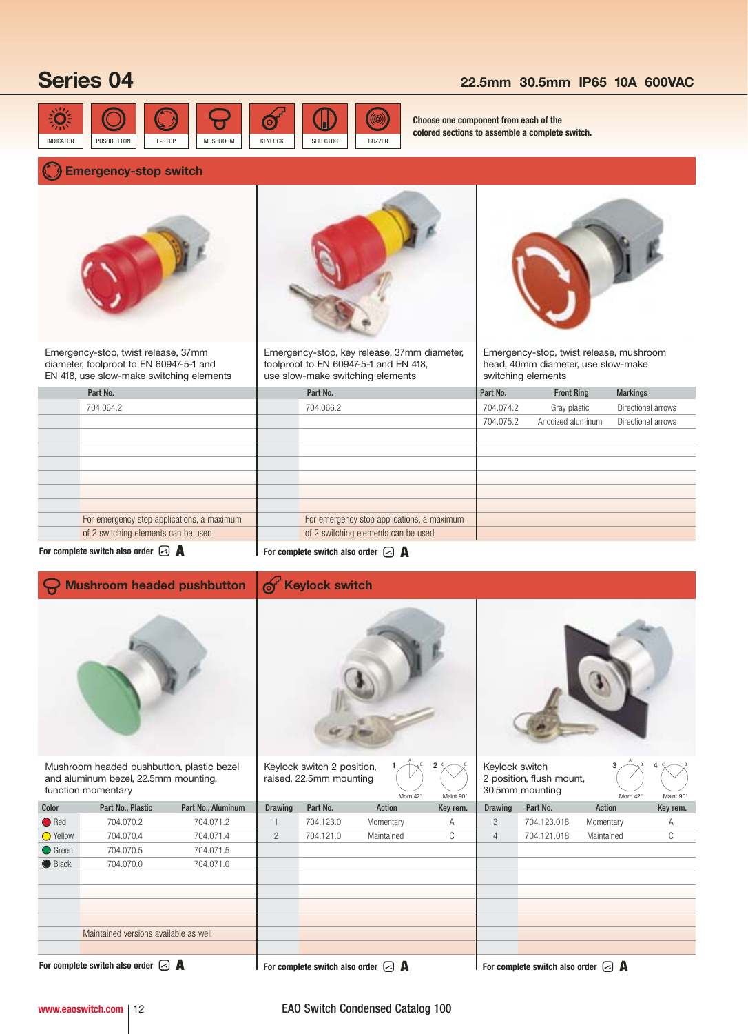# Series 04

**22.5mm 30.5mm IP65 10A 600VAC**

INDICATOR | PUSHBUTTON | E-STOP | MUSHROOM | KEYLOCK | SELECTOR | BUZZER

**Choose one component from each of the colored sections to assemble a complete switch.**

## Emergency-stop switch

Emergency-stop, twist release, 37mm diameter, foolproof to EN 60947-5-1 and EN 418, use slow-make switching elements

| Part No. |
|---|
| 704.064.2 |
| For emergency stop applications, a maximum of 2 switching elements can be used |

**For complete switch also order A**

Emergency-stop, key release, 37mm diameter, foolproof to EN 60947-5-1 and EN 418, use slow-make switching elements

| Part No. |
|---|
| 704.066.2 |
| For emergency stop applications, a maximum of 2 switching elements can be used |

**For complete switch also order A**

Emergency-stop, twist release, mushroom head, 40mm diameter, use slow-make switching elements

| Part No. | Front Ring | Markings |
|---|---|---|
| 704.074.2 | Gray plastic | Directional arrows |
| 704.075.2 | Anodized aluminum | Directional arrows |

## Mushroom headed pushbutton

Mushroom headed pushbutton, plastic bezel and aluminum bezel, 22.5mm mounting, function momentary

| Color | Part No., Plastic | Part No., Aluminum |
|---|---|---|
| Red | 704.070.2 | 704.071.2 |
| Yellow | 704.070.4 | 704.071.4 |
| Green | 704.070.5 | 704.071.5 |
| Black | 704.070.0 | 704.071.0 |

Maintained versions available as well

**For complete switch also order A**

## Keylock switch

Keylock switch 2 position, raised, 22.5mm mounting

1: Mom 42° 2: Maint 90°

| Drawing | Part No. | Action | Key rem. |
|---|---|---|---|
| 1 | 704.123.0 | Momentary | A |
| 2 | 704.121.0 | Maintained | C |

**For complete switch also order A**

Keylock switch 2 position, flush mount, 30.5mm mounting

3: Mom 42° 4: Maint 90°

| Drawing | Part No. | Action | Key rem. |
|---|---|---|---|
| 3 | 704.123.018 | Momentary | A |
| 4 | 704.121.018 | Maintained | C |

**For complete switch also order A**

www.eaoswitch.com | 12 EAO Switch Condensed Catalog 100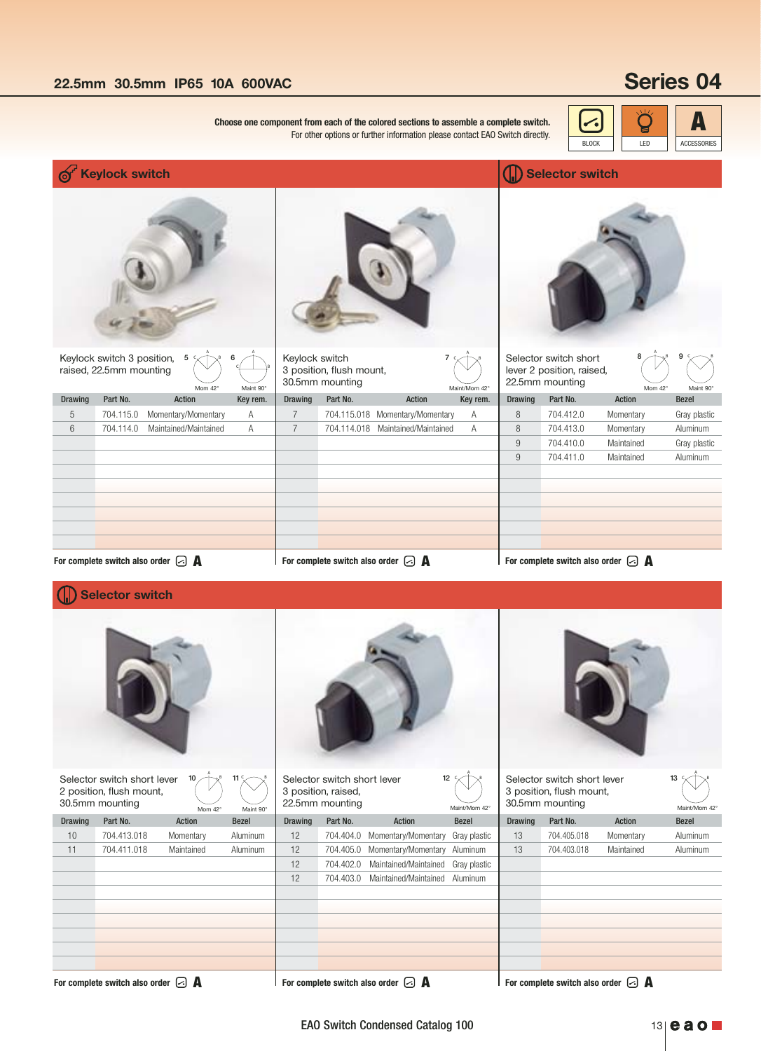## 22.5mm 30.5mm IP65 10A 600VAC

# Series 04

**Choose one component from each of the colored sections to assemble a complete switch.**
For other options or further information please contact EAO Switch directly.

BLOCK | LED | ACCESSORIES

## Keylock switch

Keylock switch 3 position, raised, 22.5mm mounting

5 Mom 42° | 6 Maint 90°

| Drawing | Part No. | Action | Key rem. |
|---|---|---|---|
| 5 | 704.115.0 | Momentary/Momentary | A |
| 6 | 704.114.0 | Maintained/Maintained | A |

**For complete switch also order** BLOCK A

Keylock switch 3 position, flush mount, 30.5mm mounting

7 Maint/Mom 42°

| Drawing | Part No. | Action | Key rem. |
|---|---|---|---|
| 7 | 704.115.018 | Momentary/Momentary | A |
| 7 | 704.114.018 | Maintained/Maintained | A |

**For complete switch also order** BLOCK A

## Selector switch

Selector switch short lever 2 position, raised, 22.5mm mounting

8 Mom 42° | 9 Maint 90°

| Drawing | Part No. | Action | Bezel |
|---|---|---|---|
| 8 | 704.412.0 | Momentary | Gray plastic |
| 8 | 704.413.0 | Momentary | Aluminum |
| 9 | 704.410.0 | Maintained | Gray plastic |
| 9 | 704.411.0 | Maintained | Aluminum |

**For complete switch also order** BLOCK A

## Selector switch

Selector switch short lever 2 position, flush mount, 30.5mm mounting

10 Mom 42° | 11 Maint 90°

| Drawing | Part No. | Action | Bezel |
|---|---|---|---|
| 10 | 704.413.018 | Momentary | Aluminum |
| 11 | 704.411.018 | Maintained | Aluminum |

**For complete switch also order** BLOCK A

Selector switch short lever 3 position, raised, 22.5mm mounting

12 Maint/Mom 42°

| Drawing | Part No. | Action | Bezel |
|---|---|---|---|
| 12 | 704.404.0 | Momentary/Momentary | Gray plastic |
| 12 | 704.405.0 | Momentary/Momentary | Aluminum |
| 12 | 704.402.0 | Maintained/Maintained | Gray plastic |
| 12 | 704.403.0 | Maintained/Maintained | Aluminum |

**For complete switch also order** BLOCK A

Selector switch short lever 3 position, flush mount, 30.5mm mounting

13 Maint/Mom 42°

| Drawing | Part No. | Action | Bezel |
|---|---|---|---|
| 13 | 704.405.018 | Momentary | Aluminum |
| 13 | 704.403.018 | Maintained | Aluminum |

**For complete switch also order** BLOCK A

EAO Switch Condensed Catalog 100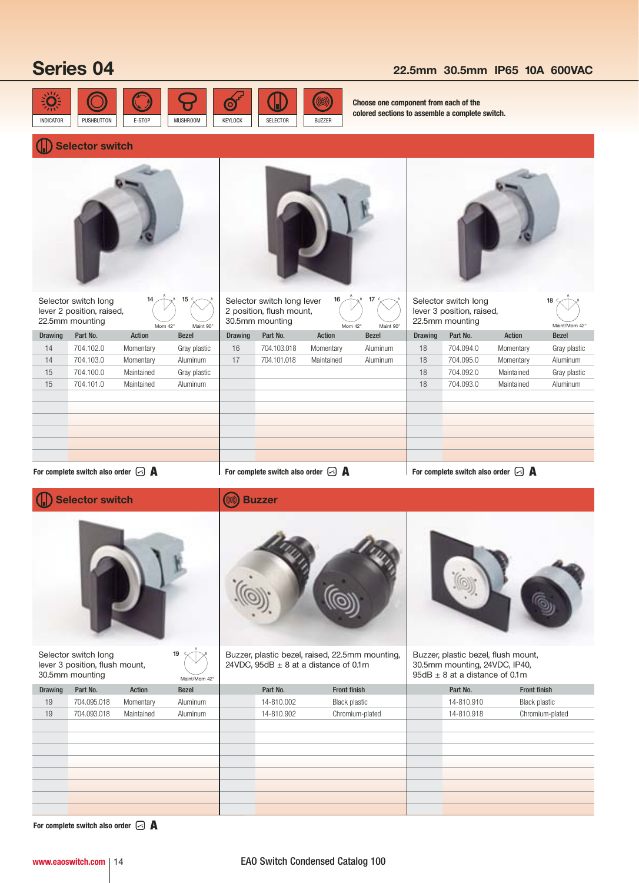# Series 04

**22.5mm 30.5mm IP65 10A 600VAC**

INDICATOR | PUSHBUTTON | E-STOP | MUSHROOM | KEYLOCK | SELECTOR | BUZZER

**Choose one component from each of the colored sections to assemble a complete switch.**

## Selector switch

Selector switch long lever 2 position, raised, 22.5mm mounting

14: Mom 42° — 15: Maint 90°

| Drawing | Part No. | Action | Bezel |
|---|---|---|---|
| 14 | 704.102.0 | Momentary | Gray plastic |
| 14 | 704.103.0 | Momentary | Aluminum |
| 15 | 704.100.0 | Maintained | Gray plastic |
| 15 | 704.101.0 | Maintained | Aluminum |

**For complete switch also order A**

Selector switch long lever 2 position, flush mount, 30.5mm mounting

16: Mom 42° — 17: Maint 90°

| Drawing | Part No. | Action | Bezel |
|---|---|---|---|
| 16 | 704.103.018 | Momentary | Aluminum |
| 17 | 704.101.018 | Maintained | Aluminum |

**For complete switch also order A**

Selector switch long lever 3 position, raised, 22.5mm mounting

18: Maint/Mom 42°

| Drawing | Part No. | Action | Bezel |
|---|---|---|---|
| 18 | 704.094.0 | Momentary | Gray plastic |
| 18 | 704.095.0 | Momentary | Aluminum |
| 18 | 704.092.0 | Maintained | Gray plastic |
| 18 | 704.093.0 | Maintained | Aluminum |

**For complete switch also order A**

## Selector switch

Selector switch long lever 3 position, flush mount, 30.5mm mounting

19: Maint/Mom 42°

| Drawing | Part No. | Action | Bezel |
|---|---|---|---|
| 19 | 704.095.018 | Momentary | Aluminum |
| 19 | 704.093.018 | Maintained | Aluminum |

**For complete switch also order A**

## Buzzer

Buzzer, plastic bezel, raised, 22.5mm mounting, 24VDC, 95dB ± 8 at a distance of 0.1m

| Part No. | Front finish |
|---|---|
| 14-810.002 | Black plastic |
| 14-810.902 | Chromium-plated |

Buzzer, plastic bezel, flush mount, 30.5mm mounting, 24VDC, IP40, 95dB ± 8 at a distance of 0.1m

| Part No. | Front finish |
|---|---|
| 14-810.910 | Black plastic |
| 14-810.918 | Chromium-plated |

www.eaoswitch.com

EAO Switch Condensed Catalog 100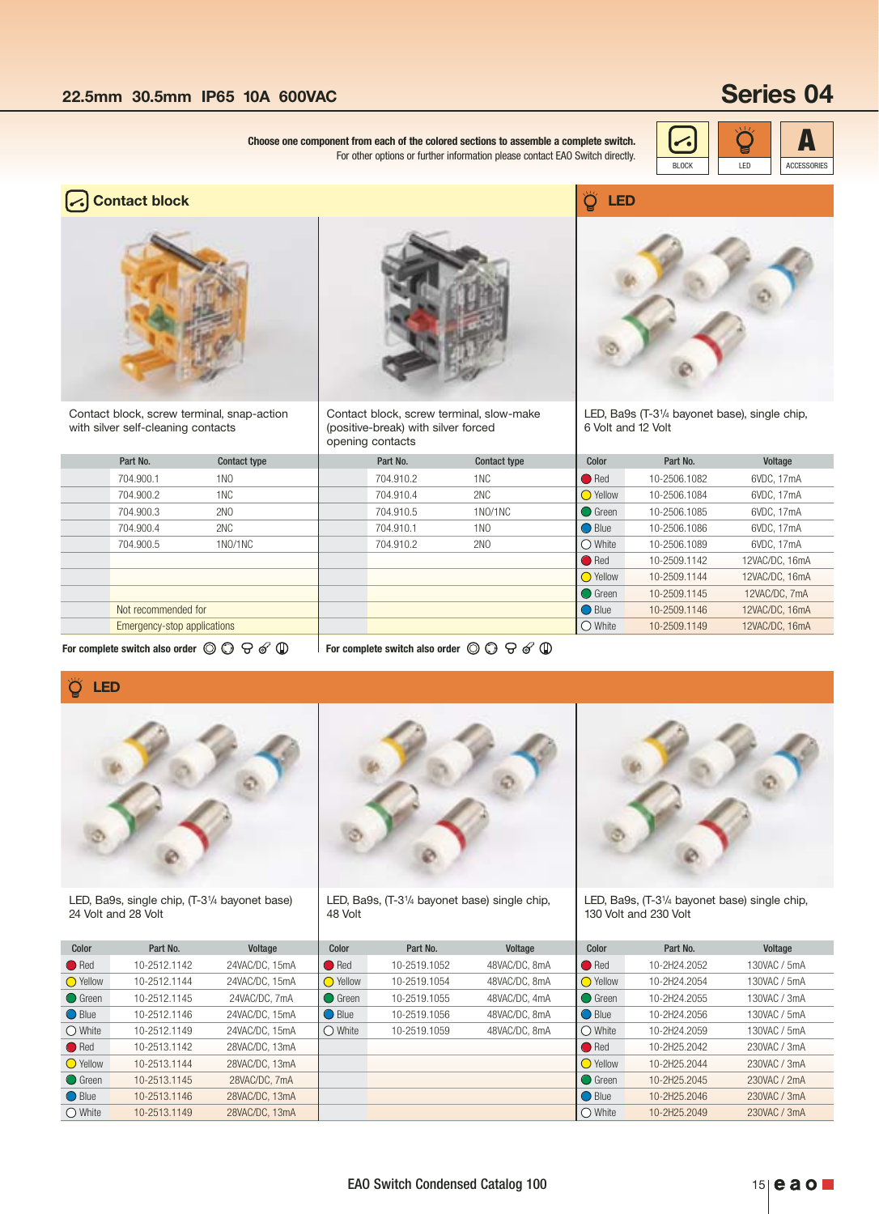## 22.5mm 30.5mm IP65 10A 600VAC

# Series 04

**Choose one component from each of the colored sections to assemble a complete switch.**
For other options or further information please contact EAO Switch directly.

BLOCK | LED | ACCESSORIES

## Contact block

Contact block, screw terminal, snap-action with silver self-cleaning contacts

| Part No. | Contact type |
|---|---|
| 704.900.1 | 1NO |
| 704.900.2 | 1NC |
| 704.900.3 | 2NO |
| 704.900.4 | 2NC |
| 704.900.5 | 1NO/1NC |

Not recommended for Emergency-stop applications

**For complete switch also order**

Contact block, screw terminal, slow-make (positive-break) with silver forced opening contacts

| Part No. | Contact type |
|---|---|
| 704.910.2 | 1NC |
| 704.910.4 | 2NC |
| 704.910.5 | 1NO/1NC |
| 704.910.1 | 1NO |
| 704.910.2 | 2NO |

**For complete switch also order**

## LED

LED, Ba9s (T-3¼ bayonet base), single chip, 6 Volt and 12 Volt

| Color | Part No. | Voltage |
|---|---|---|
| Red | 10-2506.1082 | 6VDC, 17mA |
| Yellow | 10-2506.1084 | 6VDC, 17mA |
| Green | 10-2506.1085 | 6VDC, 17mA |
| Blue | 10-2506.1086 | 6VDC, 17mA |
| White | 10-2506.1089 | 6VDC, 17mA |
| Red | 10-2509.1142 | 12VAC/DC, 16mA |
| Yellow | 10-2509.1144 | 12VAC/DC, 16mA |
| Green | 10-2509.1145 | 12VAC/DC, 7mA |
| Blue | 10-2509.1146 | 12VAC/DC, 16mA |
| White | 10-2509.1149 | 12VAC/DC, 16mA |

## LED

LED, Ba9s, single chip, (T-3¼ bayonet base) 24 Volt and 28 Volt

| Color | Part No. | Voltage |
|---|---|---|
| Red | 10-2512.1142 | 24VAC/DC, 15mA |
| Yellow | 10-2512.1144 | 24VAC/DC, 15mA |
| Green | 10-2512.1145 | 24VAC/DC, 7mA |
| Blue | 10-2512.1146 | 24VAC/DC, 15mA |
| White | 10-2512.1149 | 24VAC/DC, 15mA |
| Red | 10-2513.1142 | 28VAC/DC, 13mA |
| Yellow | 10-2513.1144 | 28VAC/DC, 13mA |
| Green | 10-2513.1145 | 28VAC/DC, 7mA |
| Blue | 10-2513.1146 | 28VAC/DC, 13mA |
| White | 10-2513.1149 | 28VAC/DC, 13mA |

LED, Ba9s, (T-3¼ bayonet base) single chip, 48 Volt

| Color | Part No. | Voltage |
|---|---|---|
| Red | 10-2519.1052 | 48VAC/DC, 8mA |
| Yellow | 10-2519.1054 | 48VAC/DC, 8mA |
| Green | 10-2519.1055 | 48VAC/DC, 4mA |
| Blue | 10-2519.1056 | 48VAC/DC, 8mA |
| White | 10-2519.1059 | 48VAC/DC, 8mA |

LED, Ba9s, (T-3¼ bayonet base) single chip, 130 Volt and 230 Volt

| Color | Part No. | Voltage |
|---|---|---|
| Red | 10-2H24.2052 | 130VAC / 5mA |
| Yellow | 10-2H24.2054 | 130VAC / 5mA |
| Green | 10-2H24.2055 | 130VAC / 3mA |
| Blue | 10-2H24.2056 | 130VAC / 5mA |
| White | 10-2H24.2059 | 130VAC / 5mA |
| Red | 10-2H25.2042 | 230VAC / 3mA |
| Yellow | 10-2H25.2044 | 230VAC / 3mA |
| Green | 10-2H25.2045 | 230VAC / 2mA |
| Blue | 10-2H25.2046 | 230VAC / 3mA |
| White | 10-2H25.2049 | 230VAC / 3mA |

EAO Switch Condensed Catalog 100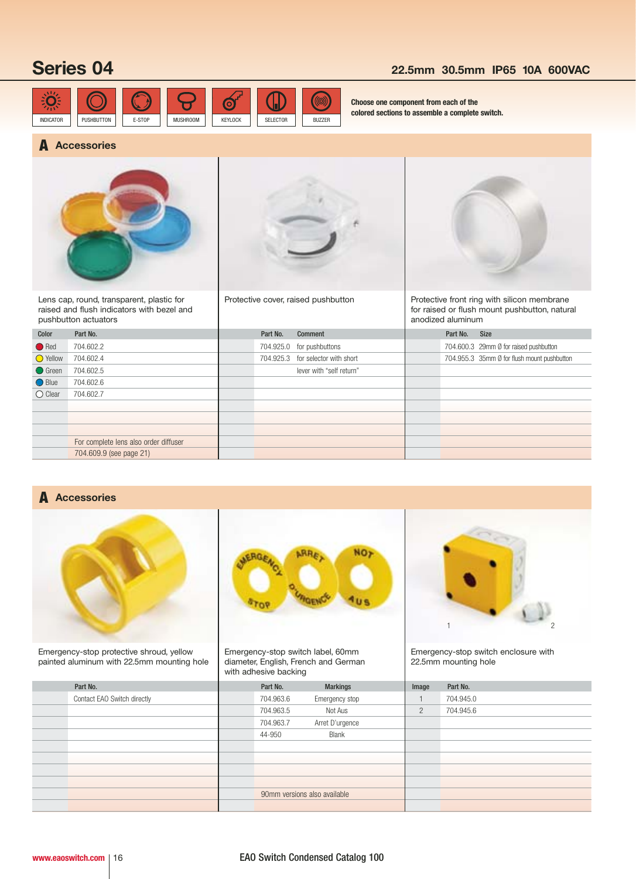# Series 04

**22.5mm 30.5mm IP65 10A 600VAC**

INDICATOR | PUSHBUTTON | E-STOP | MUSHROOM | KEYLOCK | SELECTOR | BUZZER

**Choose one component from each of the colored sections to assemble a complete switch.**

## A Accessories

Lens cap, round, transparent, plastic for raised and flush indicators with bezel and pushbutton actuators

| Color | Part No. |
|---|---|
| Red | 704.602.2 |
| Yellow | 704.602.4 |
| Green | 704.602.5 |
| Blue | 704.602.6 |
| Clear | 704.602.7 |
| | For complete lens also order diffuser 704.609.9 (see page 21) |

Protective cover, raised pushbutton

| Part No. | Comment |
|---|---|
| 704.925.0 | for pushbuttons |
| 704.925.3 | for selector with short lever with "self return" |

Protective front ring with silicon membrane for raised or flush mount pushbutton, natural anodized aluminum

| Part No. | Size |
|---|---|
| 704.600.3 | 29mm Ø for raised pushbutton |
| 704.955.3 | 35mm Ø for flush mount pushbutton |

## A Accessories

Emergency-stop protective shroud, yellow painted aluminum with 22.5mm mounting hole

| Part No. |
|---|
| Contact EAO Switch directly |

Emergency-stop switch label, 60mm diameter, English, French and German with adhesive backing

| Part No. | Markings |
|---|---|
| 704.963.6 | Emergency stop |
| 704.963.5 | Not Aus |
| 704.963.7 | Arret D'urgence |
| 44-950 | Blank |
| 90mm versions also available | |

Emergency-stop switch enclosure with 22.5mm mounting hole

| Image | Part No. |
|---|---|
| 1 | 704.945.0 |
| 2 | 704.945.6 |

www.eaoswitch.com | EAO Switch Condensed Catalog 100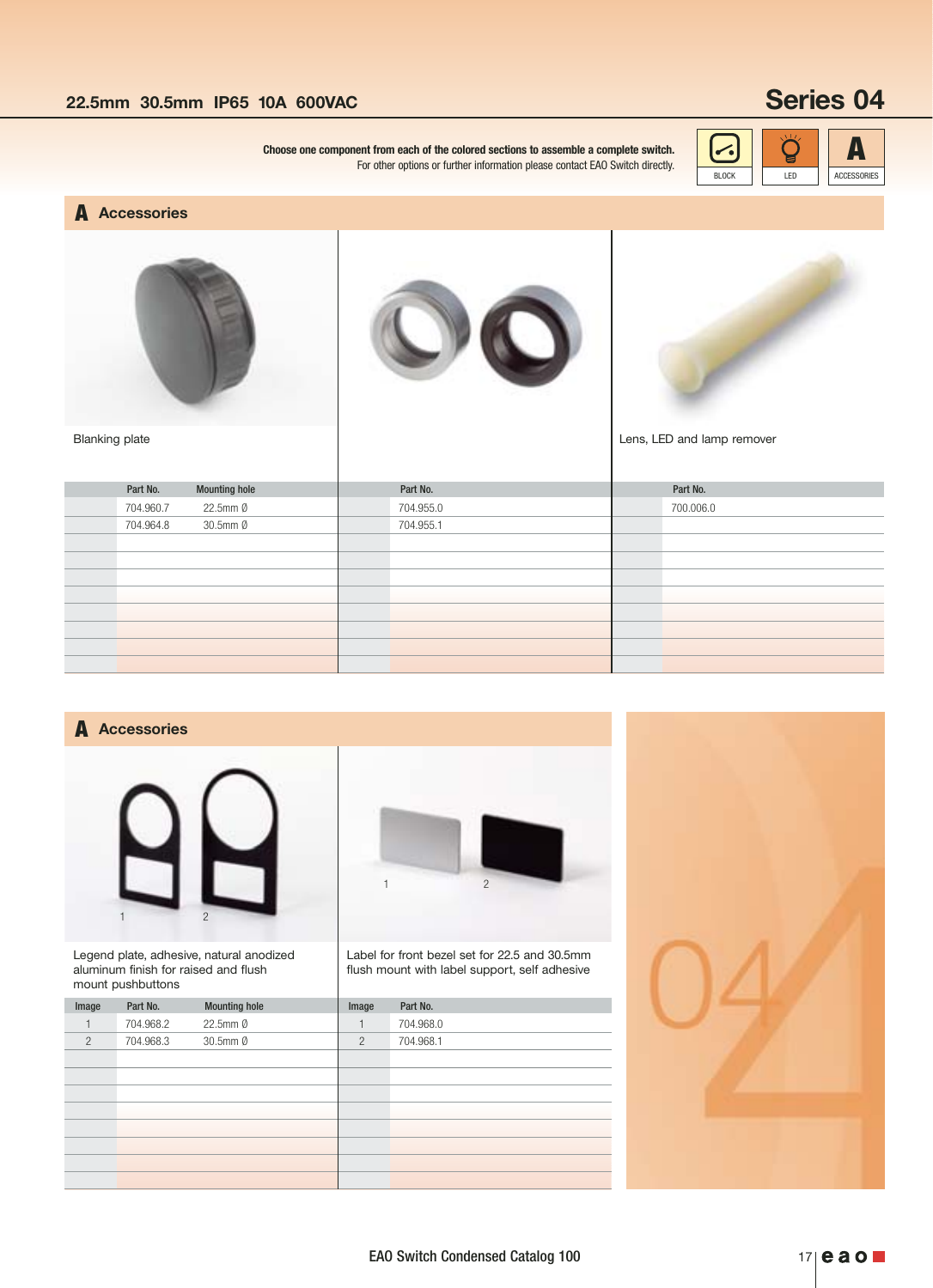## 22.5mm 30.5mm IP65 10A 600VAC

# Series 04

**Choose one component from each of the colored sections to assemble a complete switch.**
For other options or further information please contact EAO Switch directly.

BLOCK | LED | ACCESSORIES

## A Accessories

Blanking plate

| Part No. | Mounting hole |
|---|---|
| 704.960.7 | 22.5mm Ø |
| 704.964.8 | 30.5mm Ø |

| Part No. |
|---|
| 704.955.0 |
| 704.955.1 |

Lens, LED and lamp remover

| Part No. |
|---|
| 700.006.0 |

## A Accessories

Legend plate, adhesive, natural anodized aluminum finish for raised and flush mount pushbuttons

| Image | Part No. | Mounting hole |
|---|---|---|
| 1 | 704.968.2 | 22.5mm Ø |
| 2 | 704.968.3 | 30.5mm Ø |

Label for front bezel set for 22.5 and 30.5mm flush mount with label support, self adhesive

| Image | Part No. |
|---|---|
| 1 | 704.968.0 |
| 2 | 704.968.1 |

EAO Switch Condensed Catalog 100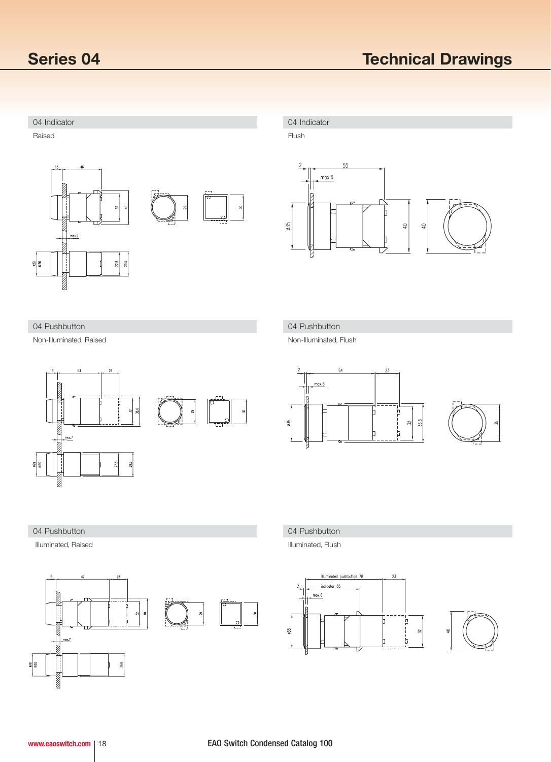# Series 04

# Technical Drawings

## 04 Indicator

Raised

## 04 Indicator

Flush

## 04 Pushbutton

Non-Illuminated, Raised

## 04 Pushbutton

Non-Illuminated, Flush

## 04 Pushbutton

Illuminated, Raised

## 04 Pushbutton

Illuminated, Flush

www.eaoswitch.com | 18

EAO Switch Condensed Catalog 100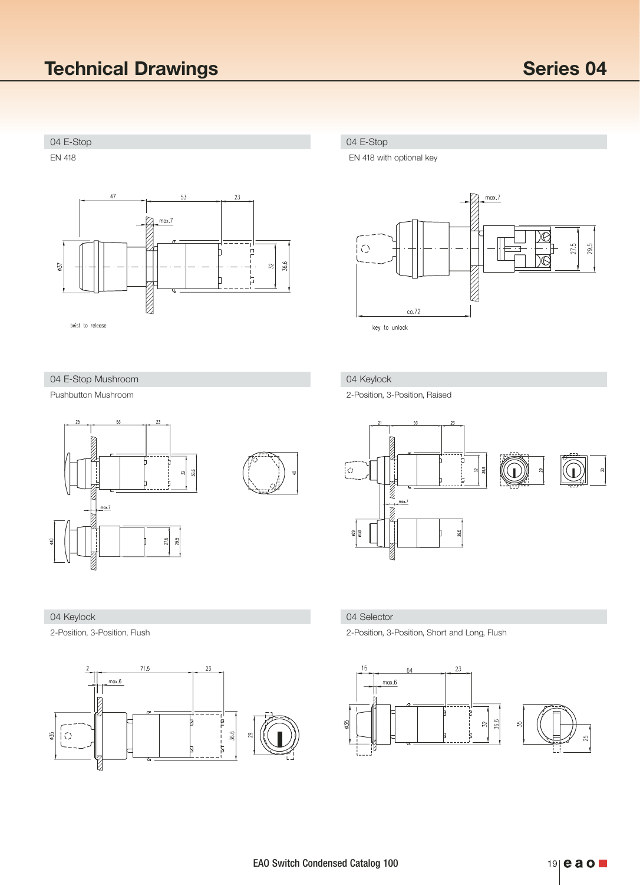# Technical Drawings

## Series 04

### 04 E-Stop

EN 418

47 53 23

max.7

Ø37 32 36.6

twist to release

### 04 E-Stop

EN 418 with optional key

max.7

27.5 29.5

ca.72

key to unlock

### 04 E-Stop Mushroom

Pushbutton Mushroom

26 53 23

32 36.6 40

max.7

Ø40 27.5 29.5

### 04 Keylock

2-Position, 3-Position, Raised

21 53 23

32 36.6 29 30

max.7

Ø29 Ø30 29.5

### 04 Keylock

2-Position, 3-Position, Flush

2 71.5 23

max.6

Ø35 36.6 29

### 04 Selector

2-Position, 3-Position, Short and Long, Flush

15 64 23

max.6

Ø35 32 36.6 35 25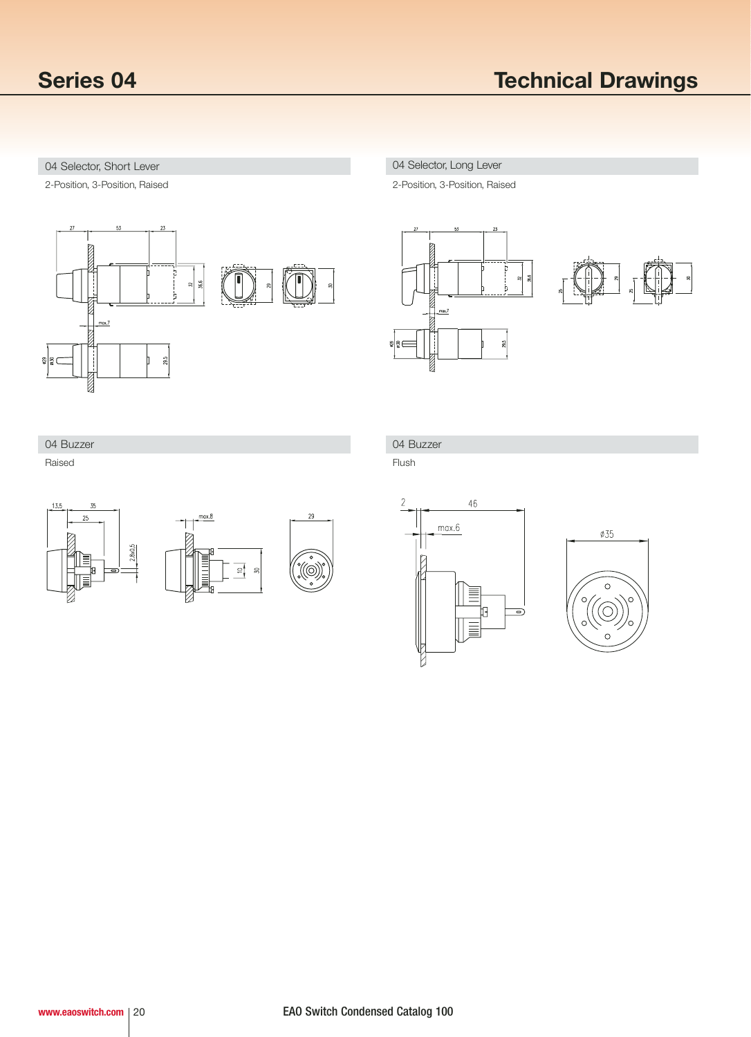# Series 04

# Technical Drawings

## 04 Selector, Short Lever

2-Position, 3-Position, Raised

27 53 23

32 36.6 29 30

max.7

Ø29 Ø30 29.5

## 04 Selector, Long Lever

2-Position, 3-Position, Raised

27 53 23

32 36.6 29 25 25 30

max.7

Ø29 Ø30 29.5

## 04 Buzzer

Raised

13.5 35 25

2.8x0.5

max.8

10 30

29

## 04 Buzzer

Flush

2 46

max.6

Ø35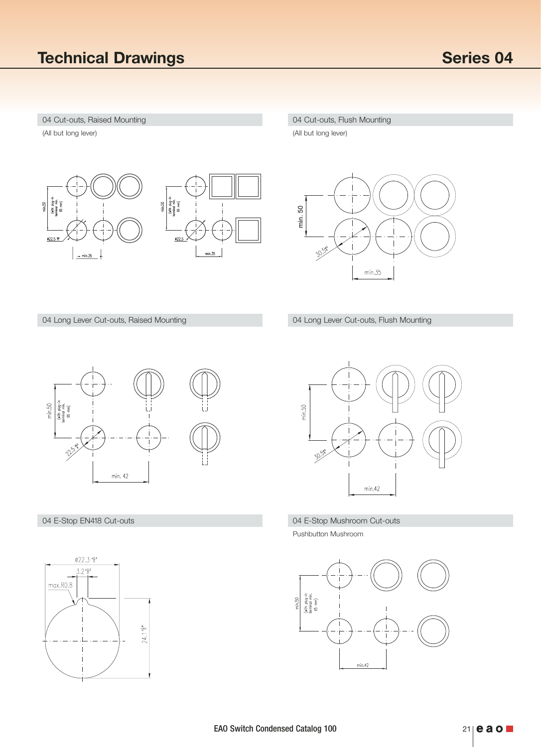# Technical Drawings

## Series 04

### 04 Cut-outs, Raised Mounting

(All but long lever)

min.50
(with plug-in terminal min. 65 mm)
ø22.5
min.35

min.50
(with plug-in terminal min. 65 mm)
ø22.5
min.35

### 04 Cut-outs, Flush Mounting

(All but long lever)

min. 50
30.5
min.35

### 04 Long Lever Cut-outs, Raised Mounting

min.50
(with plug-in terminal min. 65 mm)
22.5
min. 42

### 04 Long Lever Cut-outs, Flush Mounting

min.50
30.5
min.42

### 04 E-Stop EN418 Cut-outs

ø22.3
3.2
max.R0.8
24.1

### 04 E-Stop Mushroom Cut-outs

Pushbutton Mushroom

min.50
(with plug-in terminal min. 65 mm)
min.42

EAO Switch Condensed Catalog 100